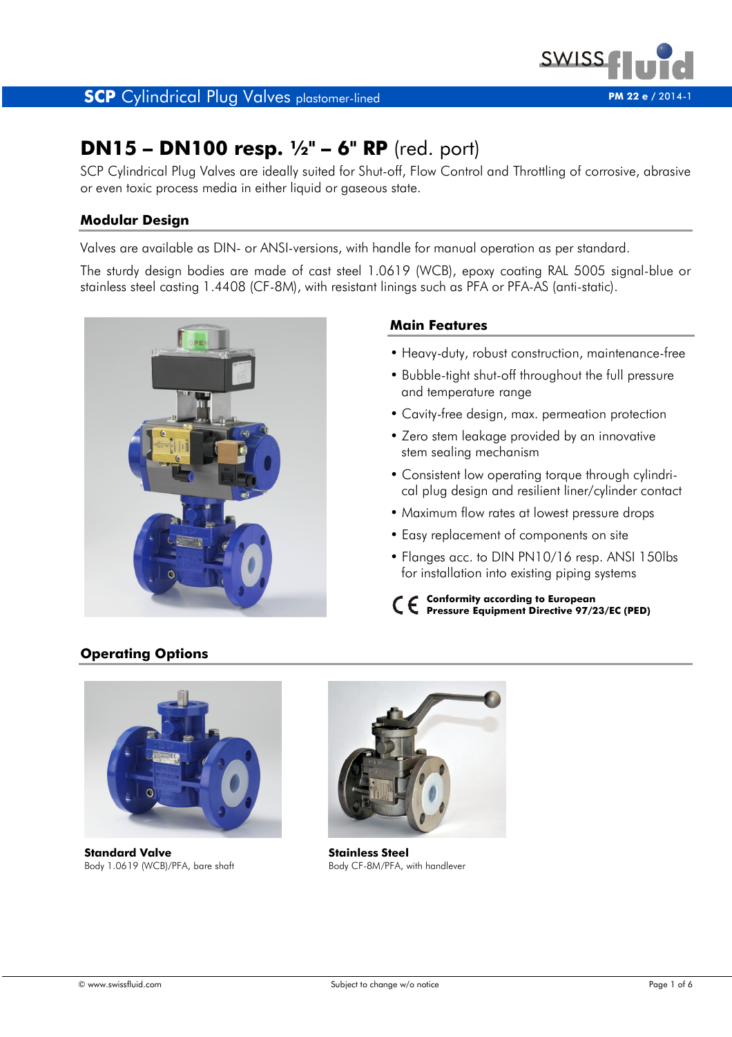# DN15 – DN100 resp. ½" – 6" RP (red. port)

SCP Cylindrical Plug Valves are ideally suited for Shut-off, Flow Control and Throttling of corrosive, abrasive or even toxic process media in either liquid or gaseous state.

## Modular Design

Valves are available as DIN- or ANSI-versions, with handle for manual operation as per standard.

The sturdy design bodies are made of cast steel 1.0619 (WCB), epoxy coating RAL 5005 signal-blue or stainless steel casting 1.4408 (CF-8M), with resistant linings such as PFA or PFA-AS (anti-static).

## Main Features

- Heavy-duty, robust construction, maintenance-free
- Bubble-tight shut-off throughout the full pressure and temperature range
- Cavity-free design, max. permeation protection
- Zero stem leakage provided by an innovative stem sealing mechanism
- Consistent low operating torque through cylindrical plug design and resilient liner/cylinder contact
- Maximum flow rates at lowest pressure drops
- Easy replacement of components on site
- Flanges acc. to DIN PN10/16 resp. ANSI 150lbs for installation into existing piping systems

**CE Conformity according to European Pressure Equipment Directive 97/23/EC (PED)**

## Operating Options

**Standard Valve**
Body 1.0619 (WCB)/PFA, bare shaft

**Stainless Steel**
Body CF-8M/PFA, with handlever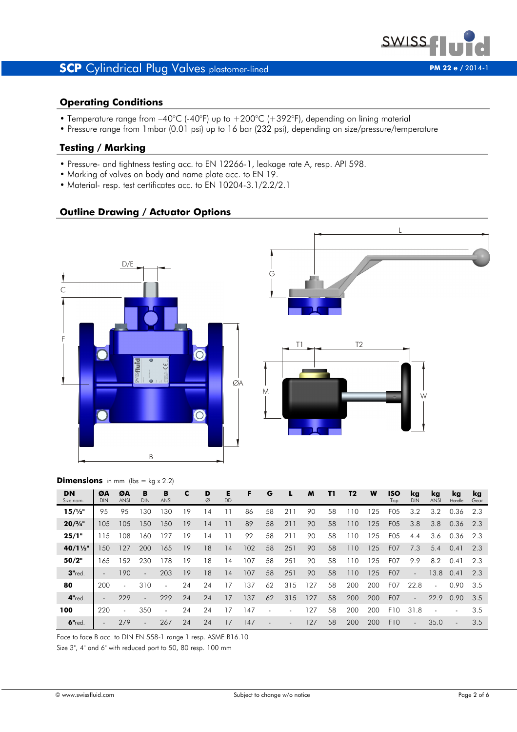# SCP Cylindrical Plug Valves plastomer-lined

## Operating Conditions

- Temperature range from –40°C (-40°F) up to +200°C (+392°F), depending on lining material
- Pressure range from 1mbar (0.01 psi) up to 16 bar (232 psi), depending on size/pressure/temperature

## Testing / Marking

- Pressure- and tightness testing acc. to EN 12266-1, leakage rate A, resp. API 598.
- Marking of valves on body and name plate acc. to EN 19.
- Material- resp. test certificates acc. to EN 10204-3.1/2.2/2.1

## Outline Drawing / Actuator Options

**Dimensions** in mm (lbs = kg x 2.2)

| DN Size nom. | ØA DIN | ØA ANSI | B DIN | B ANSI | C | D Ø | E DD | F | G | L | M | T1 | T2 | W | ISO Top | kg DIN | kg ANSI | kg Handle | kg Gear |
|---|---|---|---|---|---|---|---|---|---|---|---|---|---|---|---|---|---|---|---|
| **15/½"** | 95 | 95 | 130 | 130 | 19 | 14 | 11 | 86 | 58 | 211 | 90 | 58 | 110 | 125 | F05 | 3.2 | 3.2 | 0.36 | 2.3 |
| **20/¾"** | 105 | 105 | 150 | 150 | 19 | 14 | 11 | 89 | 58 | 211 | 90 | 58 | 110 | 125 | F05 | 3.8 | 3.8 | 0.36 | 2.3 |
| **25/1"** | 115 | 108 | 160 | 127 | 19 | 14 | 11 | 92 | 58 | 211 | 90 | 58 | 110 | 125 | F05 | 4.4 | 3.6 | 0.36 | 2.3 |
| **40/1½"** | 150 | 127 | 200 | 165 | 19 | 18 | 14 | 102 | 58 | 251 | 90 | 58 | 110 | 125 | F07 | 7.3 | 5.4 | 0.41 | 2.3 |
| **50/2"** | 165 | 152 | 230 | 178 | 19 | 18 | 14 | 107 | 58 | 251 | 90 | 58 | 110 | 125 | F07 | 9.9 | 8.2 | 0.41 | 2.3 |
| **3"**red. | - | 190 | - | 203 | 19 | 18 | 14 | 107 | 58 | 251 | 90 | 58 | 110 | 125 | F07 | - | 13.8 | 0.41 | 2.3 |
| **80** | 200 | - | 310 | - | 24 | 24 | 17 | 137 | 62 | 315 | 127 | 58 | 200 | 200 | F07 | 22.8 | - | 0.90 | 3.5 |
| **4"**red. | - | 229 | - | 229 | 24 | 24 | 17 | 137 | 62 | 315 | 127 | 58 | 200 | 200 | F07 | - | 22.9 | 0.90 | 3.5 |
| **100** | 220 | - | 350 | - | 24 | 24 | 17 | 147 | - | - | 127 | 58 | 200 | 200 | F10 | 31.8 | - | - | 3.5 |
| **6"**red. | - | 279 | - | 267 | 24 | 24 | 17 | 147 | - | - | 127 | 58 | 200 | 200 | F10 | - | 35.0 | - | 3.5 |

Face to face B acc. to DIN EN 558-1 range 1 resp. ASME B16.10

Size 3", 4" and 6" with reduced port to 50, 80 resp. 100 mm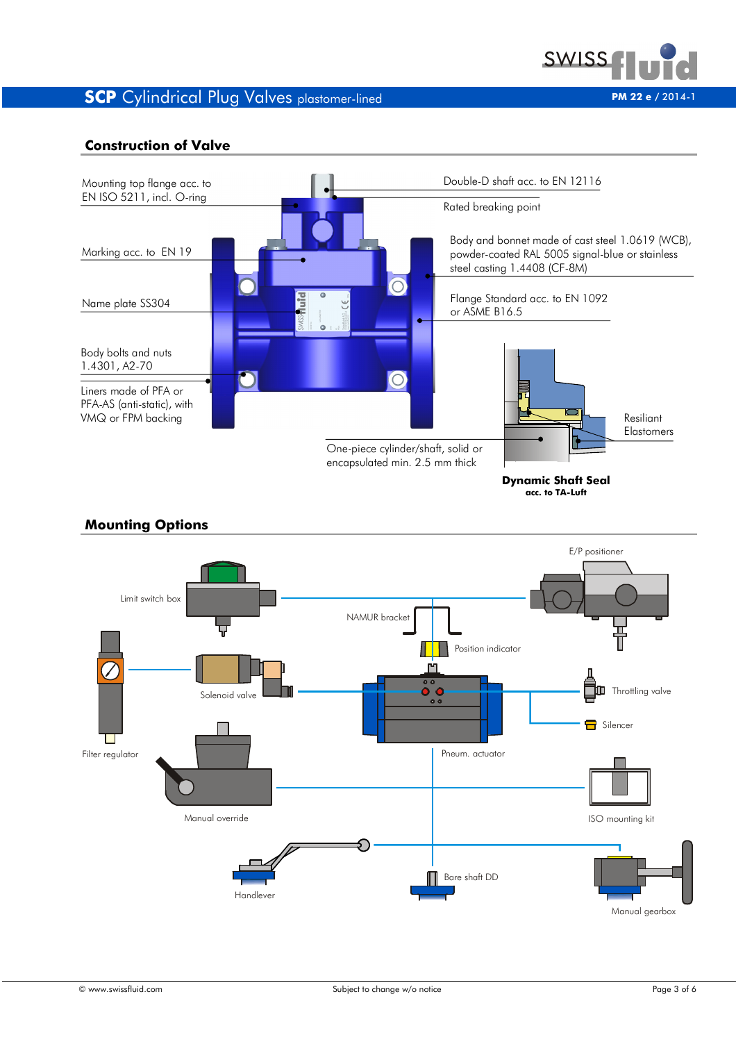## Construction of Valve

Mounting top flange acc. to EN ISO 5211, incl. O-ring

Double-D shaft acc. to EN 12116

Rated breaking point

Marking acc. to EN 19

Body and bonnet made of cast steel 1.0619 (WCB), powder-coated RAL 5005 signal-blue or stainless steel casting 1.4408 (CF-8M)

Name plate SS304

Flange Standard acc. to EN 1092 or ASME B16.5

Body bolts and nuts 1.4301, A2-70

Liners made of PFA or PFA-AS (anti-static), with VMQ or FPM backing

One-piece cylinder/shaft, solid or encapsulated min. 2.5 mm thick

Resiliant Elastomers

**Dynamic Shaft Seal**
**acc. to TA-Luft**

## Mounting Options

E/P positioner

Limit switch box

NAMUR bracket

Position indicator

Solenoid valve

Throttling valve

Silencer

Filter regulator

Pneum. actuator

Manual override

ISO mounting kit

Handlever

Bare shaft DD

Manual gearbox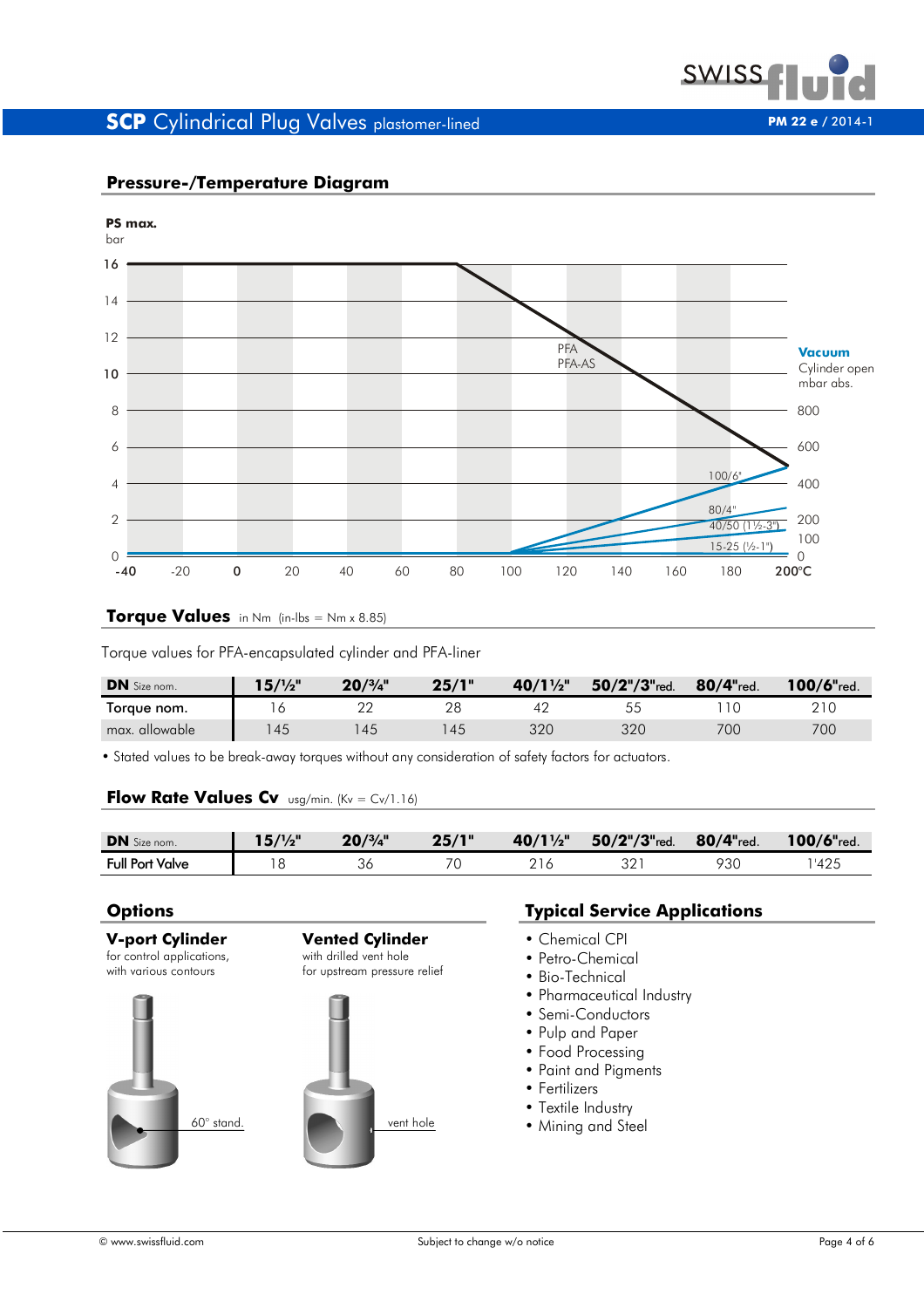## Pressure-/Temperature Diagram

PS max.
bar

16
14
12
10
8
6
4
2
0

-40 -20 0 20 40 60 80 100 120 140 160 180 200°C

PFA
PFA-AS

100/6"
80/4"
40/50 (1½-3")
15-25 (½-1")

**Vacuum**
Cylinder open
mbar abs.

800
600
400
200
100
0

## Torque Values in Nm (in-lbs = Nm x 8.85)

Torque values for PFA-encapsulated cylinder and PFA-liner

| **DN** Size nom. | **15/½"** | **20/¾"** | **25/1"** | **40/1½"** | **50/2"/3"**red. | **80/4"**red. | **100/6"**red. |
|---|---|---|---|---|---|---|---|
| Torque nom. | 16 | 22 | 28 | 42 | 55 | 110 | 210 |
| max. allowable | 145 | 145 | 145 | 320 | 320 | 700 | 700 |

- Stated values to be break-away torques without any consideration of safety factors for actuators.

## Flow Rate Values Cv usg/min. (Kv = Cv/1.16)

| **DN** Size nom. | **15/½"** | **20/¾"** | **25/1"** | **40/1½"** | **50/2"/3"**red. | **80/4"**red. | **100/6"**red. |
|---|---|---|---|---|---|---|---|
| Full Port Valve | 18 | 36 | 70 | 216 | 321 | 930 | 1'425 |

## Options

### V-port Cylinder
for control applications,
with various contours

60° stand.

### Vented Cylinder
with drilled vent hole
for upstream pressure relief

vent hole

## Typical Service Applications

- Chemical CPI
- Petro-Chemical
- Bio-Technical
- Pharmaceutical Industry
- Semi-Conductors
- Pulp and Paper
- Food Processing
- Paint and Pigments
- Fertilizers
- Textile Industry
- Mining and Steel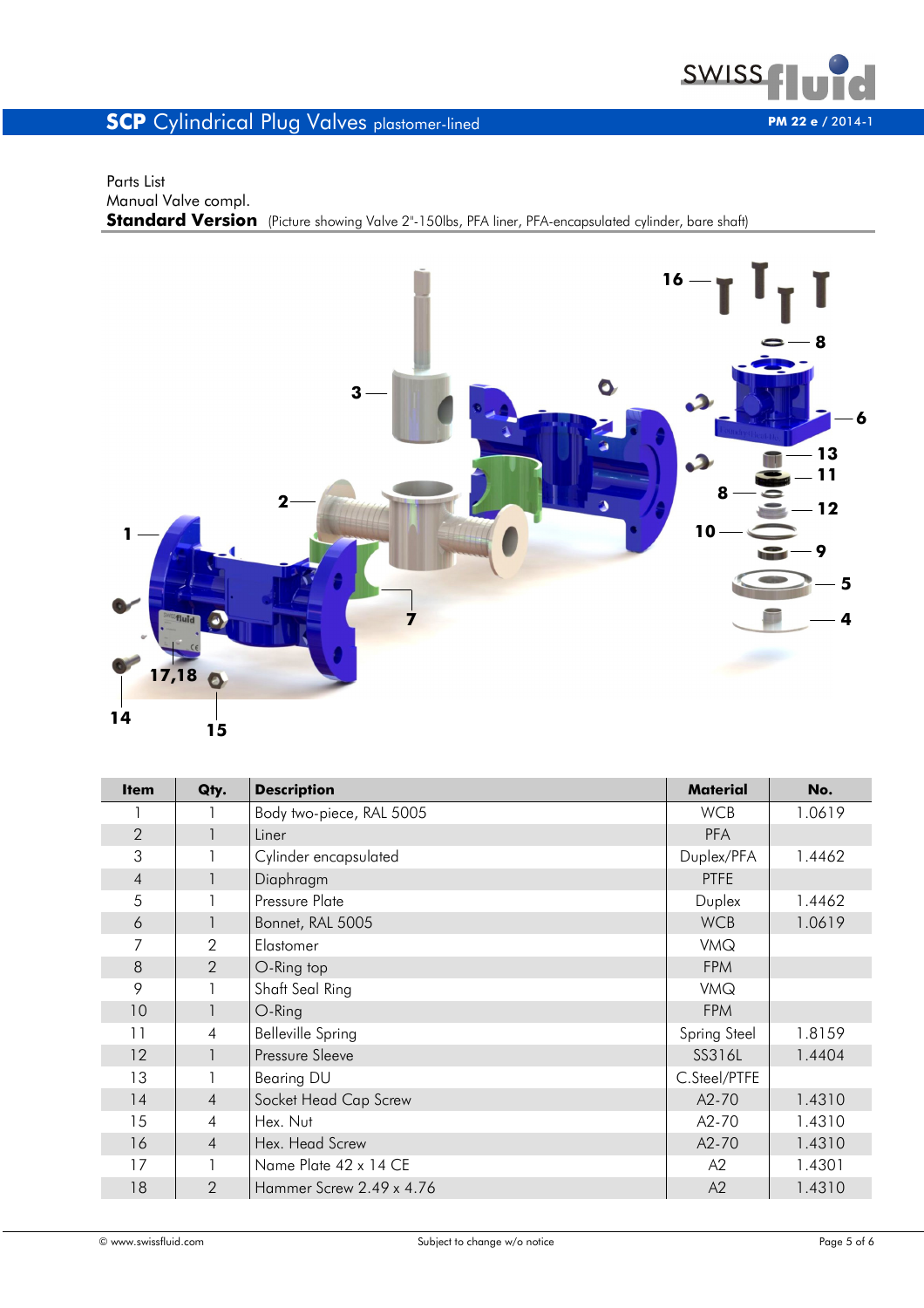# SCP Cylindrical Plug Valves plastomer-lined

Parts List

Manual Valve compl.

**Standard Version** (Picture showing Valve 2"-150lbs, PFA liner, PFA-encapsulated cylinder, bare shaft)

| Item | Qty. | Description | Material | No. |
|---|---|---|---|---|
| 1 | 1 | Body two-piece, RAL 5005 | WCB | 1.0619 |
| 2 | 1 | Liner | PFA | |
| 3 | 1 | Cylinder encapsulated | Duplex/PFA | 1.4462 |
| 4 | 1 | Diaphragm | PTFE | |
| 5 | 1 | Pressure Plate | Duplex | 1.4462 |
| 6 | 1 | Bonnet, RAL 5005 | WCB | 1.0619 |
| 7 | 2 | Elastomer | VMQ | |
| 8 | 2 | O-Ring top | FPM | |
| 9 | 1 | Shaft Seal Ring | VMQ | |
| 10 | 1 | O-Ring | FPM | |
| 11 | 4 | Belleville Spring | Spring Steel | 1.8159 |
| 12 | 1 | Pressure Sleeve | SS316L | 1.4404 |
| 13 | 1 | Bearing DU | C.Steel/PTFE | |
| 14 | 4 | Socket Head Cap Screw | A2-70 | 1.4310 |
| 15 | 4 | Hex. Nut | A2-70 | 1.4310 |
| 16 | 4 | Hex. Head Screw | A2-70 | 1.4310 |
| 17 | 1 | Name Plate 42 x 14 CE | A2 | 1.4301 |
| 18 | 2 | Hammer Screw 2.49 x 4.76 | A2 | 1.4310 |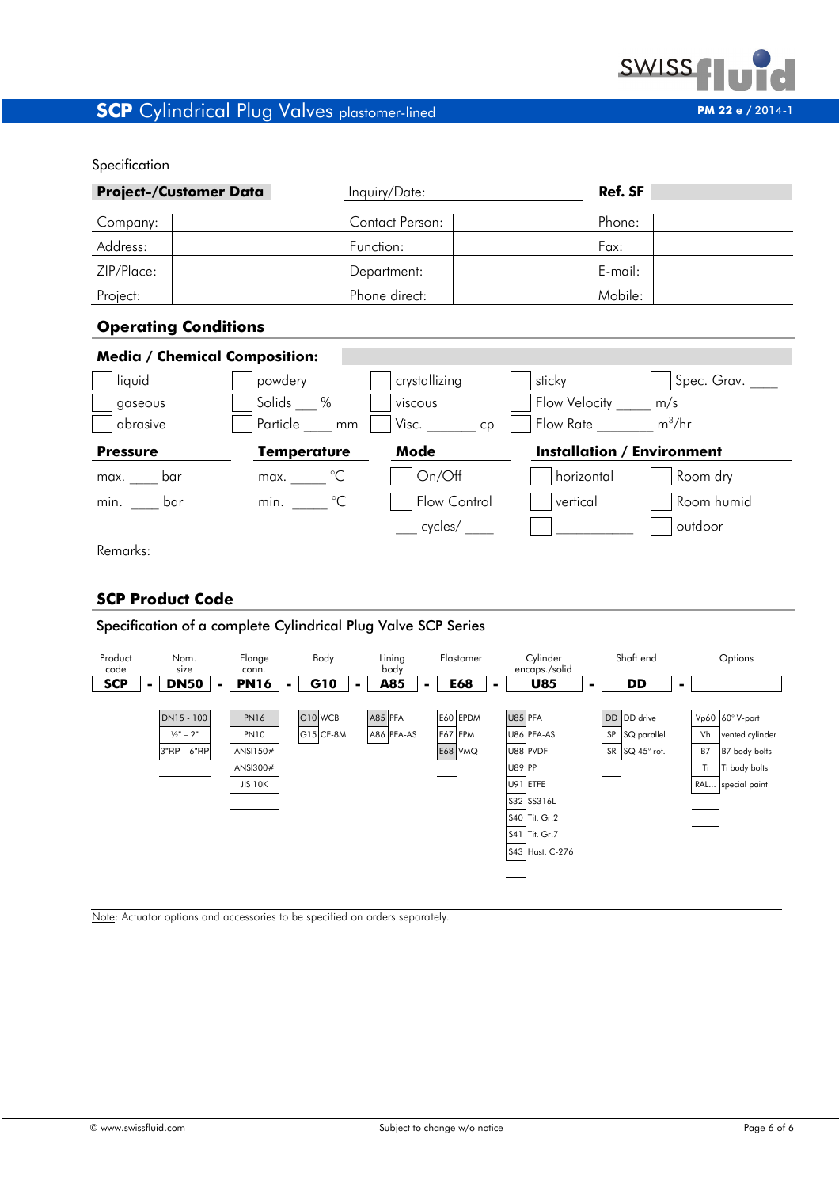# SCP Cylindrical Plug Valves plastomer-lined

PM 22 e / 2014-1

Specification

| Project-/Customer Data | | Inquiry/Date: | | Ref. SF | |
|---|---|---|---|---|---|
| Company: | | Contact Person: | | Phone: | |
| Address: | | Function: | | Fax: | |
| ZIP/Place: | | Department: | | E-mail: | |
| Project: | | Phone direct: | | Mobile: | |

## Operating Conditions

### Media / Chemical Composition:

| | | | | |
|---|---|---|---|---|
| ☐ liquid | ☐ powdery | ☐ crystallizing | ☐ sticky | ☐ Spec. Grav. ____ |
| ☐ gaseous | ☐ Solids ___ % | ☐ viscous | ☐ Flow Velocity _____ m/s | |
| ☐ abrasive | ☐ Particle ____ mm | ☐ Visc. _______ cp | ☐ Flow Rate ________ $m^3/hr$ | |

| Pressure | Temperature | Mode | Installation / Environment | |
|---|---|---|---|---|
| max. ____ bar | max. _____ °C | ☐ On/Off | ☐ horizontal | ☐ Room dry |
| min. ____ bar | min. _____ °C | ☐ Flow Control | ☐ vertical | ☐ Room humid |
| | | ___ cycles/ ____ | ☐ ___________ | ☐ outdoor |

Remarks:

## SCP Product Code

Specification of a complete Cylindrical Plug Valve SCP Series

| Product code | Nom. size | Flange conn. | Body | Lining body | Elastomer | Cylinder encaps./solid | Shaft end | Options |
|---|---|---|---|---|---|---|---|---|
| SCP | DN50 | PN16 | G10 | A85 | E68 | U85 | DD | |
| | DN15 - 100 | PN16 | G10 WCB | A85 PFA | E60 EPDM | U85 PFA | DD DD drive | Vp60 60° V-port |
| | ½" – 2" | PN10 | G15 CF-8M | A86 PFA-AS | E67 FPM | U86 PFA-AS | SP SQ parallel | Vh vented cylinder |
| | 3"RP – 6"RP | ANSI150# | ___ | ___ | E68 VMQ | U88 PVDF | SR SQ 45° rot. | B7 B7 body bolts |
| | ___ | ANSI300# | | | ___ | U89 PP | ___ | Ti Ti body bolts |
| | | JIS 10K | | | | U91 ETFE | | RAL... special paint |
| | | ___ | | | | S32 SS316L | | ___ |
| | | | | | | S40 Tit. Gr.2 | | ___ |
| | | | | | | S41 Tit. Gr.7 | | |
| | | | | | | S43 Hast. C-276 | | |
| | | | | | | ___ | | |

Note: Actuator options and accessories to be specified on orders separately.

© www.swissfluid.com Subject to change w/o notice